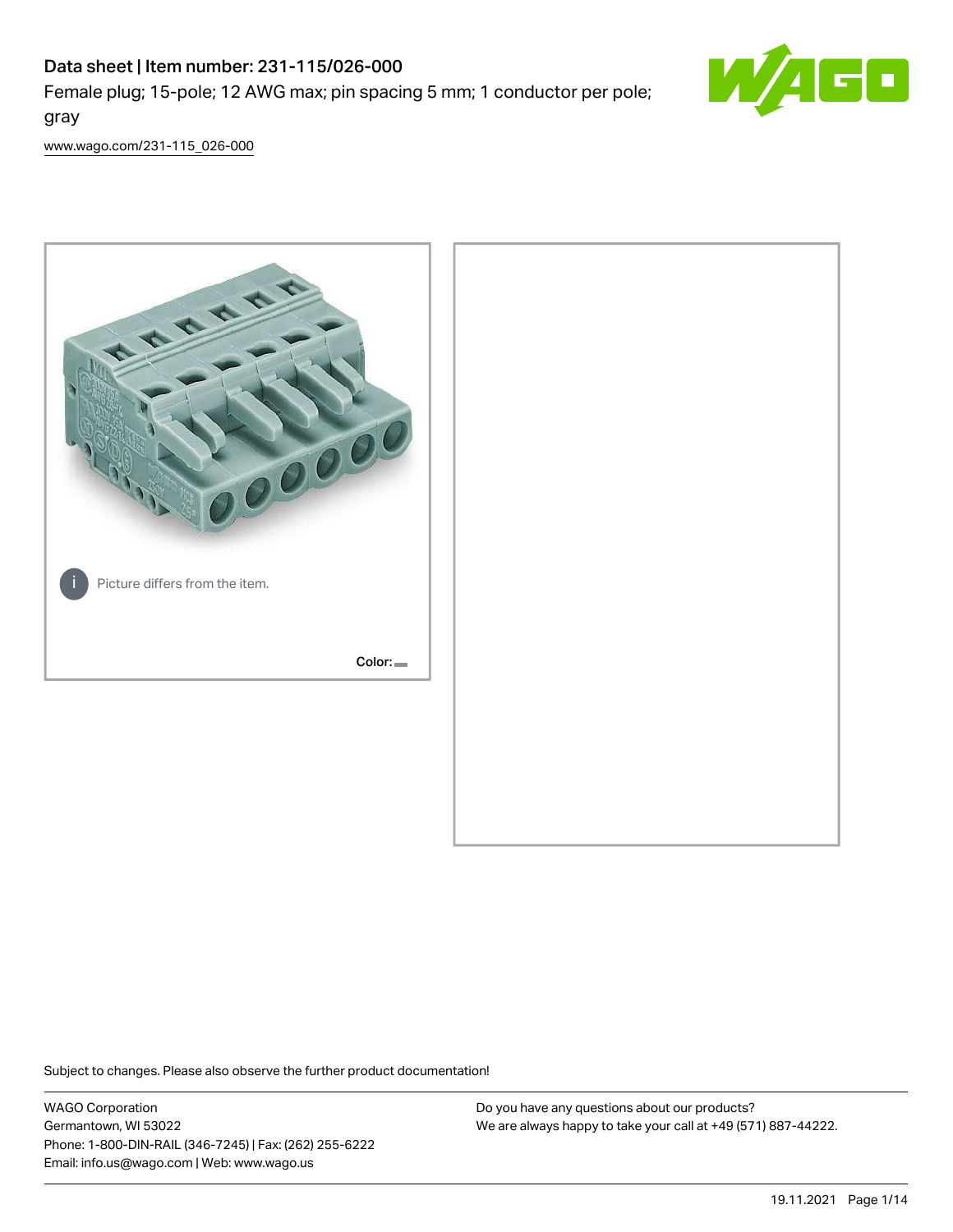# Data sheet | Item number: 231-115/026-000

Female plug; 15-pole; 12 AWG max; pin spacing 5 mm; 1 conductor per pole; gray

www.wago.com/231-115_026-000

Picture differs from the item.

Color:

Subject to changes. Please also observe the further product documentation!

WAGO Corporation
Germantown, WI 53022
Phone: 1-800-DIN-RAIL (346-7245) | Fax: (262) 255-6222
Email: info.us@wago.com | Web: www.wago.us

Do you have any questions about our products?
We are always happy to take your call at +49 (571) 887-44222.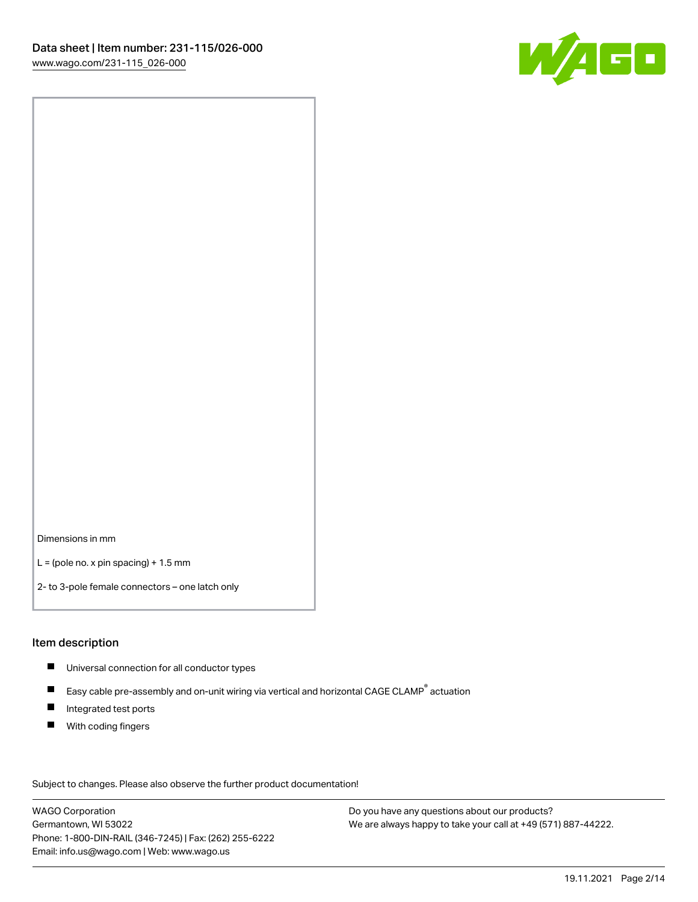Dimensions in mm

L = (pole no. x pin spacing) + 1.5 mm

2- to 3-pole female connectors – one latch only

## Item description

- Universal connection for all conductor types
- Easy cable pre-assembly and on-unit wiring via vertical and horizontal CAGE CLAMP® actuation
- Integrated test ports
- With coding fingers

Subject to changes. Please also observe the further product documentation!

WAGO Corporation
Germantown, WI 53022
Phone: 1-800-DIN-RAIL (346-7245) | Fax: (262) 255-6222
Email: info.us@wago.com | Web: www.wago.us

Do you have any questions about our products?
We are always happy to take your call at +49 (571) 887-44222.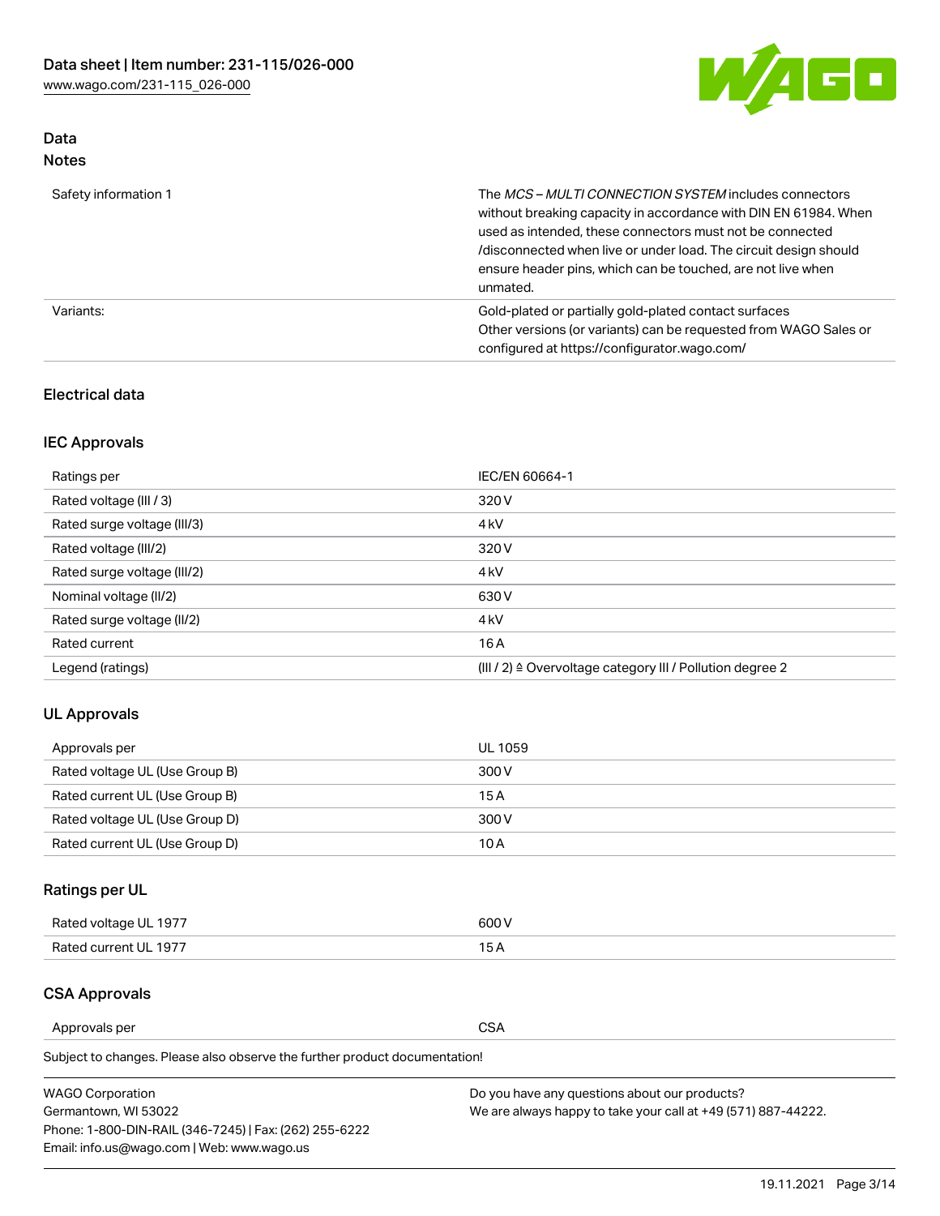## Data
### Notes

| | |
|---|---|
| Safety information 1 | The *MCS – MULTI CONNECTION SYSTEM* includes connectors without breaking capacity in accordance with DIN EN 61984. When used as intended, these connectors must not be connected /disconnected when live or under load. The circuit design should ensure header pins, which can be touched, are not live when unmated. |
| Variants: | Gold-plated or partially gold-plated contact surfaces<br>Other versions (or variants) can be requested from WAGO Sales or configured at https://configurator.wago.com/ |

### Electrical data

### IEC Approvals

| | |
|---|---|
| Ratings per | IEC/EN 60664-1 |
| Rated voltage (III / 3) | 320 V |
| Rated surge voltage (III/3) | 4 kV |
| Rated voltage (III/2) | 320 V |
| Rated surge voltage (III/2) | 4 kV |
| Nominal voltage (II/2) | 630 V |
| Rated surge voltage (II/2) | 4 kV |
| Rated current | 16 A |
| Legend (ratings) | (III / 2) ≙ Overvoltage category III / Pollution degree 2 |

### UL Approvals

| | |
|---|---|
| Approvals per | UL 1059 |
| Rated voltage UL (Use Group B) | 300 V |
| Rated current UL (Use Group B) | 15 A |
| Rated voltage UL (Use Group D) | 300 V |
| Rated current UL (Use Group D) | 10 A |

### Ratings per UL

| | |
|---|---|
| Rated voltage UL 1977 | 600 V |
| Rated current UL 1977 | 15 A |

### CSA Approvals

| | |
|---|---|
| Approvals per | CSA |

Subject to changes. Please also observe the further product documentation!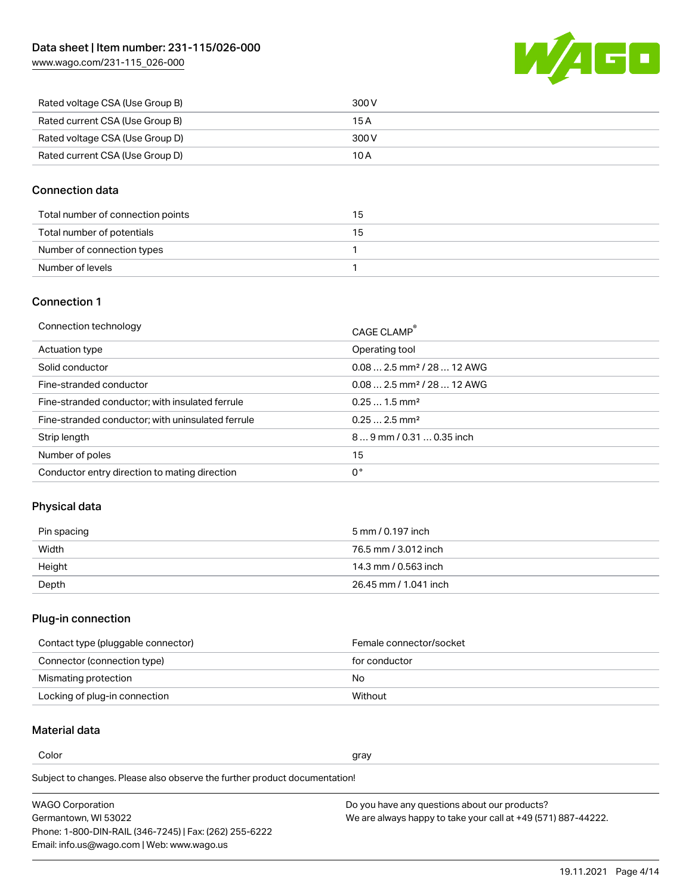| | |
|---|---|
| Rated voltage CSA (Use Group B) | 300 V |
| Rated current CSA (Use Group B) | 15 A |
| Rated voltage CSA (Use Group D) | 300 V |
| Rated current CSA (Use Group D) | 10 A |

## Connection data

| | |
|---|---|
| Total number of connection points | 15 |
| Total number of potentials | 15 |
| Number of connection types | 1 |
| Number of levels | 1 |

## Connection 1

| | |
|---|---|
| Connection technology | CAGE CLAMP® |
| Actuation type | Operating tool |
| Solid conductor | 0.08 … 2.5 mm² / 28 … 12 AWG |
| Fine-stranded conductor | 0.08 … 2.5 mm² / 28 … 12 AWG |
| Fine-stranded conductor; with insulated ferrule | 0.25 … 1.5 mm² |
| Fine-stranded conductor; with uninsulated ferrule | 0.25 … 2.5 mm² |
| Strip length | 8 … 9 mm / 0.31 … 0.35 inch |
| Number of poles | 15 |
| Conductor entry direction to mating direction | 0 ° |

## Physical data

| | |
|---|---|
| Pin spacing | 5 mm / 0.197 inch |
| Width | 76.5 mm / 3.012 inch |
| Height | 14.3 mm / 0.563 inch |
| Depth | 26.45 mm / 1.041 inch |

## Plug-in connection

| | |
|---|---|
| Contact type (pluggable connector) | Female connector/socket |
| Connector (connection type) | for conductor |
| Mismating protection | No |
| Locking of plug-in connection | Without |

## Material data

| | |
|---|---|
| Color | gray |

Subject to changes. Please also observe the further product documentation!

WAGO Corporation
Germantown, WI 53022
Phone: 1-800-DIN-RAIL (346-7245) | Fax: (262) 255-6222
Email: info.us@wago.com | Web: www.wago.us

Do you have any questions about our products?
We are always happy to take your call at +49 (571) 887-44222.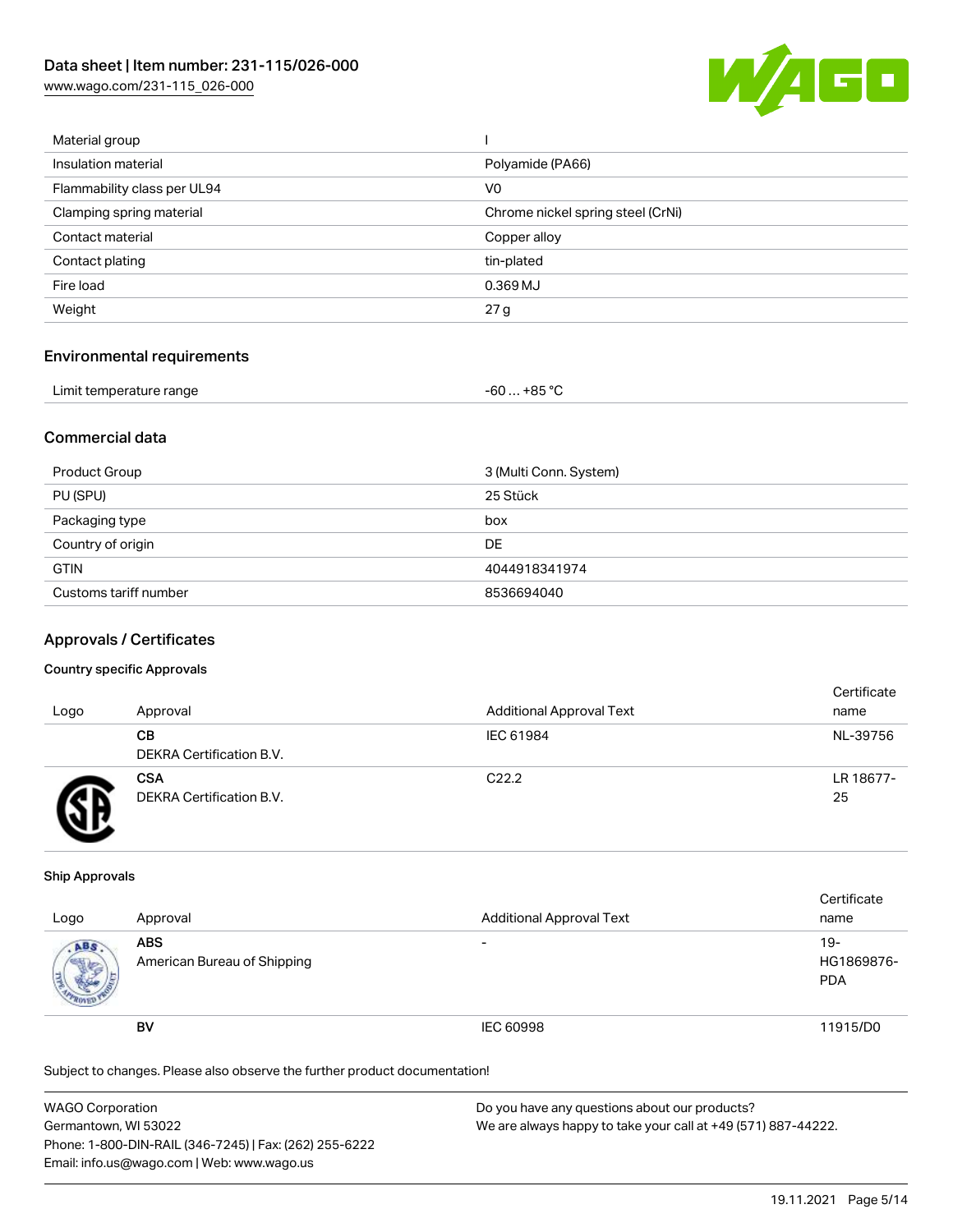| | |
|---|---|
| Material group | I |
| Insulation material | Polyamide (PA66) |
| Flammability class per UL94 | V0 |
| Clamping spring material | Chrome nickel spring steel (CrNi) |
| Contact material | Copper alloy |
| Contact plating | tin-plated |
| Fire load | 0.369 MJ |
| Weight | 27 g |

## Environmental requirements

| | |
|---|---|
| Limit temperature range | -60 … +85 °C |

## Commercial data

| | |
|---|---|
| Product Group | 3 (Multi Conn. System) |
| PU (SPU) | 25 Stück |
| Packaging type | box |
| Country of origin | DE |
| GTIN | 4044918341974 |
| Customs tariff number | 8536694040 |

## Approvals / Certificates

### Country specific Approvals

| Logo | Approval | Additional Approval Text | Certificate name |
|---|---|---|---|
| | **CB** DEKRA Certification B.V. | IEC 61984 | NL-39756 |
| | **CSA** DEKRA Certification B.V. | C22.2 | LR 18677-25 |

### Ship Approvals

| Logo | Approval | Additional Approval Text | Certificate name |
|---|---|---|---|
| | **ABS** American Bureau of Shipping | - | 19-HG1869876-PDA |
| | **BV** | IEC 60998 | 11915/D0 |

Subject to changes. Please also observe the further product documentation!

WAGO Corporation
Germantown, WI 53022
Phone: 1-800-DIN-RAIL (346-7245) | Fax: (262) 255-6222
Email: info.us@wago.com | Web: www.wago.us

Do you have any questions about our products?
We are always happy to take your call at +49 (571) 887-44222.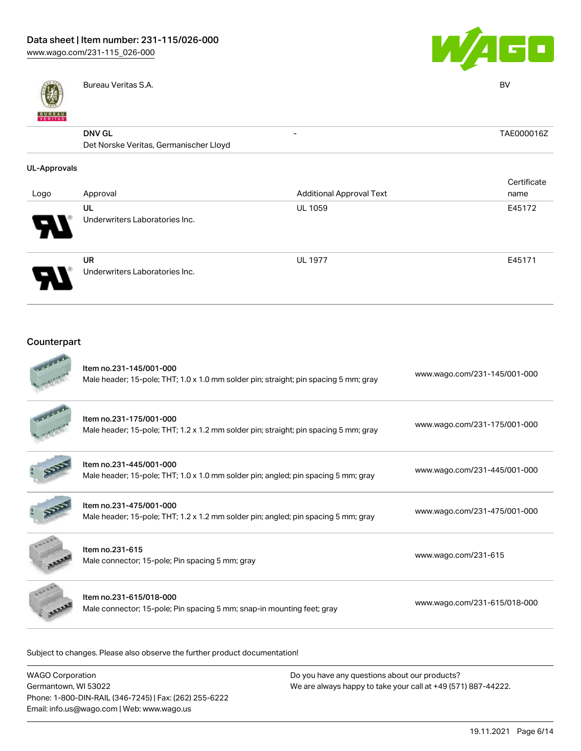| | | | |
|---|---|---|---|
| | Bureau Veritas S.A. | | BV |
| | **DNV GL** Det Norske Veritas, Germanischer Lloyd | - | TAE000016Z |

**UL-Approvals**

| Logo | Approval | Additional Approval Text | Certificate name |
|---|---|---|---|
| | UL<br>Underwriters Laboratories Inc. | UL 1059 | E45172 |
| | UR<br>Underwriters Laboratories Inc. | UL 1977 | E45171 |

## Counterpart

| | | |
|---|---|---|
| | Item no.231-145/001-000<br>Male header; 15-pole; THT; 1.0 x 1.0 mm solder pin; straight; pin spacing 5 mm; gray | www.wago.com/231-145/001-000 |
| | Item no.231-175/001-000<br>Male header; 15-pole; THT; 1.2 x 1.2 mm solder pin; straight; pin spacing 5 mm; gray | www.wago.com/231-175/001-000 |
| | Item no.231-445/001-000<br>Male header; 15-pole; THT; 1.0 x 1.0 mm solder pin; angled; pin spacing 5 mm; gray | www.wago.com/231-445/001-000 |
| | Item no.231-475/001-000<br>Male header; 15-pole; THT; 1.2 x 1.2 mm solder pin; angled; pin spacing 5 mm; gray | www.wago.com/231-475/001-000 |
| | Item no.231-615<br>Male connector; 15-pole; Pin spacing 5 mm; gray | www.wago.com/231-615 |
| | Item no.231-615/018-000<br>Male connector; 15-pole; Pin spacing 5 mm; snap-in mounting feet; gray | www.wago.com/231-615/018-000 |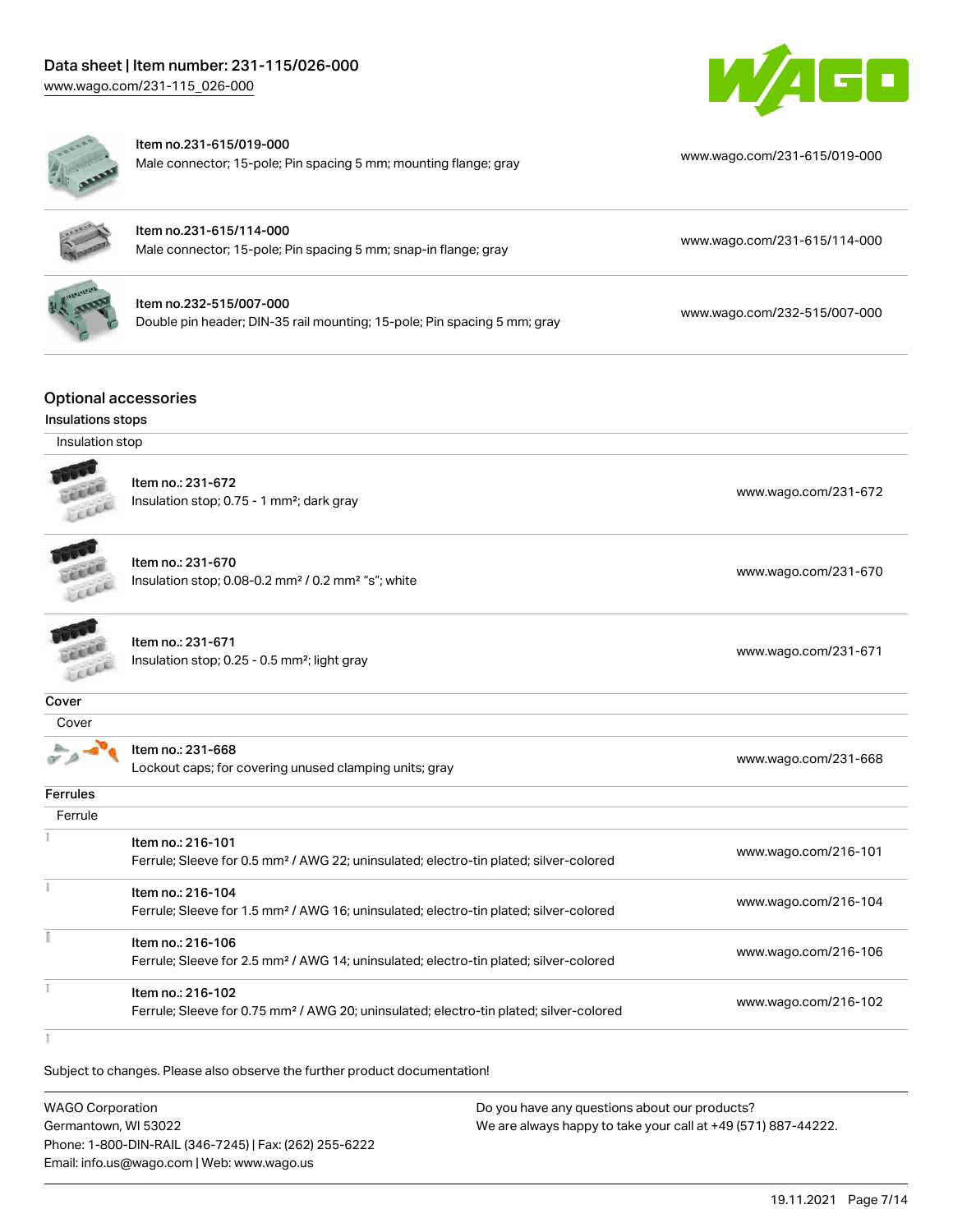| | | |
|---|---|---|
| | **Item no.231-615/019-000**<br>Male connector; 15-pole; Pin spacing 5 mm; mounting flange; gray | www.wago.com/231-615/019-000 |
| | **Item no.231-615/114-000**<br>Male connector; 15-pole; Pin spacing 5 mm; snap-in flange; gray | www.wago.com/231-615/114-000 |
| | **Item no.232-515/007-000**<br>Double pin header; DIN-35 rail mounting; 15-pole; Pin spacing 5 mm; gray | www.wago.com/232-515/007-000 |

## Optional accessories

### Insulations stops

Insulation stop

| | | |
|---|---|---|
| | Item no.: 231-672<br>Insulation stop; 0.75 - 1 mm²; dark gray | www.wago.com/231-672 |
| | Item no.: 231-670<br>Insulation stop; 0.08-0.2 mm² / 0.2 mm² "s"; white | www.wago.com/231-670 |
| | Item no.: 231-671<br>Insulation stop; 0.25 - 0.5 mm²; light gray | www.wago.com/231-671 |

### Cover

Cover

| | | |
|---|---|---|
| | Item no.: 231-668<br>Lockout caps; for covering unused clamping units; gray | www.wago.com/231-668 |

### Ferrules

Ferrule

| | | |
|---|---|---|
| | Item no.: 216-101<br>Ferrule; Sleeve for 0.5 mm² / AWG 22; uninsulated; electro-tin plated; silver-colored | www.wago.com/216-101 |
| | Item no.: 216-104<br>Ferrule; Sleeve for 1.5 mm² / AWG 16; uninsulated; electro-tin plated; silver-colored | www.wago.com/216-104 |
| | Item no.: 216-106<br>Ferrule; Sleeve for 2.5 mm² / AWG 14; uninsulated; electro-tin plated; silver-colored | www.wago.com/216-106 |
| | Item no.: 216-102<br>Ferrule; Sleeve for 0.75 mm² / AWG 20; uninsulated; electro-tin plated; silver-colored | www.wago.com/216-102 |

Subject to changes. Please also observe the further product documentation!

WAGO Corporation
Germantown, WI 53022
Phone: 1-800-DIN-RAIL (346-7245) | Fax: (262) 255-6222
Email: info.us@wago.com | Web: www.wago.us

Do you have any questions about our products?
We are always happy to take your call at +49 (571) 887-44222.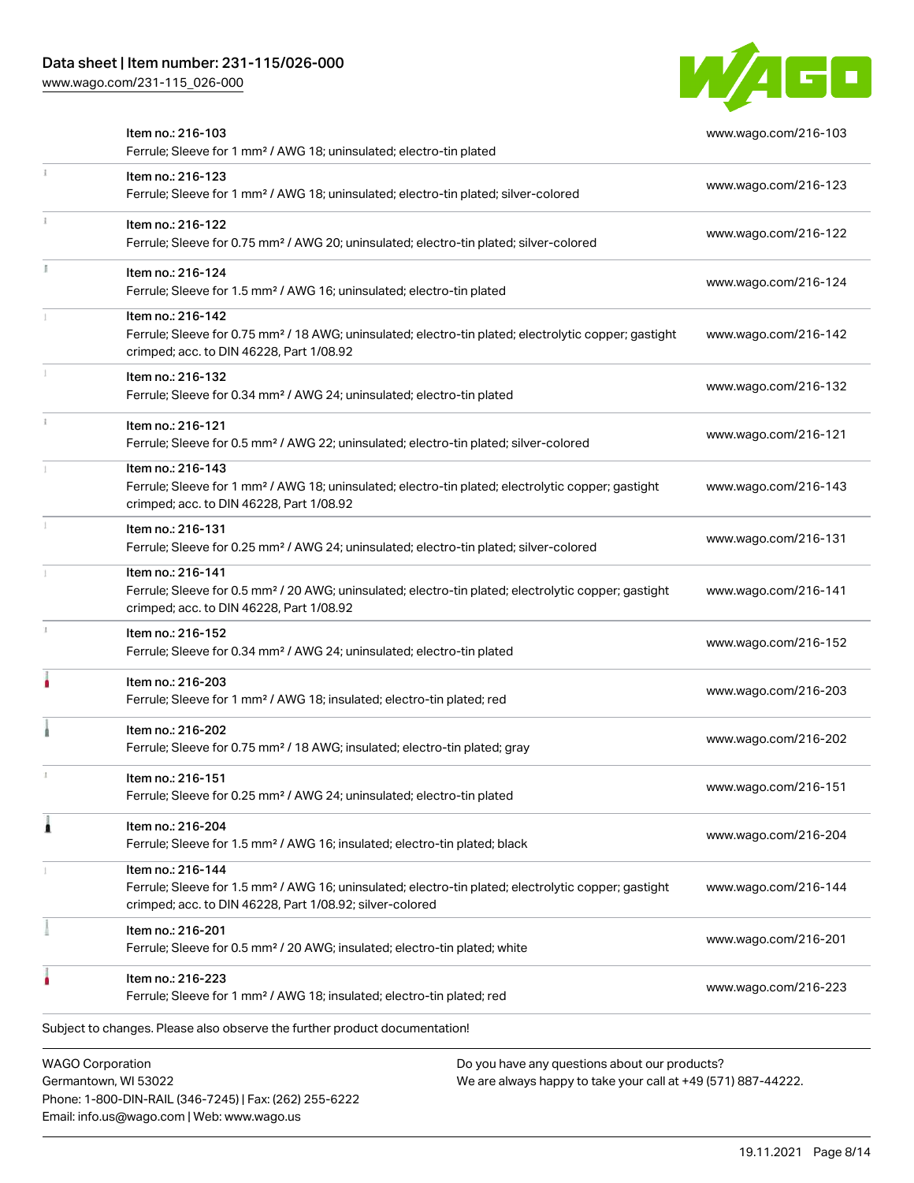| Item | Link |
|---|---|
| Item no.: 216-103<br>Ferrule; Sleeve for 1 mm² / AWG 18; uninsulated; electro-tin plated | www.wago.com/216-103 |
| Item no.: 216-123<br>Ferrule; Sleeve for 1 mm² / AWG 18; uninsulated; electro-tin plated; silver-colored | www.wago.com/216-123 |
| Item no.: 216-122<br>Ferrule; Sleeve for 0.75 mm² / AWG 20; uninsulated; electro-tin plated; silver-colored | www.wago.com/216-122 |
| Item no.: 216-124<br>Ferrule; Sleeve for 1.5 mm² / AWG 16; uninsulated; electro-tin plated | www.wago.com/216-124 |
| Item no.: 216-142<br>Ferrule; Sleeve for 0.75 mm² / 18 AWG; uninsulated; electro-tin plated; electrolytic copper; gastight crimped; acc. to DIN 46228, Part 1/08.92 | www.wago.com/216-142 |
| Item no.: 216-132<br>Ferrule; Sleeve for 0.34 mm² / AWG 24; uninsulated; electro-tin plated | www.wago.com/216-132 |
| Item no.: 216-121<br>Ferrule; Sleeve for 0.5 mm² / AWG 22; uninsulated; electro-tin plated; silver-colored | www.wago.com/216-121 |
| Item no.: 216-143<br>Ferrule; Sleeve for 1 mm² / AWG 18; uninsulated; electro-tin plated; electrolytic copper; gastight crimped; acc. to DIN 46228, Part 1/08.92 | www.wago.com/216-143 |
| Item no.: 216-131<br>Ferrule; Sleeve for 0.25 mm² / AWG 24; uninsulated; electro-tin plated; silver-colored | www.wago.com/216-131 |
| Item no.: 216-141<br>Ferrule; Sleeve for 0.5 mm² / 20 AWG; uninsulated; electro-tin plated; electrolytic copper; gastight crimped; acc. to DIN 46228, Part 1/08.92 | www.wago.com/216-141 |
| Item no.: 216-152<br>Ferrule; Sleeve for 0.34 mm² / AWG 24; uninsulated; electro-tin plated | www.wago.com/216-152 |
| Item no.: 216-203<br>Ferrule; Sleeve for 1 mm² / AWG 18; insulated; electro-tin plated; red | www.wago.com/216-203 |
| Item no.: 216-202<br>Ferrule; Sleeve for 0.75 mm² / 18 AWG; insulated; electro-tin plated; gray | www.wago.com/216-202 |
| Item no.: 216-151<br>Ferrule; Sleeve for 0.25 mm² / AWG 24; uninsulated; electro-tin plated | www.wago.com/216-151 |
| Item no.: 216-204<br>Ferrule; Sleeve for 1.5 mm² / AWG 16; insulated; electro-tin plated; black | www.wago.com/216-204 |
| Item no.: 216-144<br>Ferrule; Sleeve for 1.5 mm² / AWG 16; uninsulated; electro-tin plated; electrolytic copper; gastight crimped; acc. to DIN 46228, Part 1/08.92; silver-colored | www.wago.com/216-144 |
| Item no.: 216-201<br>Ferrule; Sleeve for 0.5 mm² / 20 AWG; insulated; electro-tin plated; white | www.wago.com/216-201 |
| Item no.: 216-223<br>Ferrule; Sleeve for 1 mm² / AWG 18; insulated; electro-tin plated; red | www.wago.com/216-223 |

Subject to changes. Please also observe the further product documentation!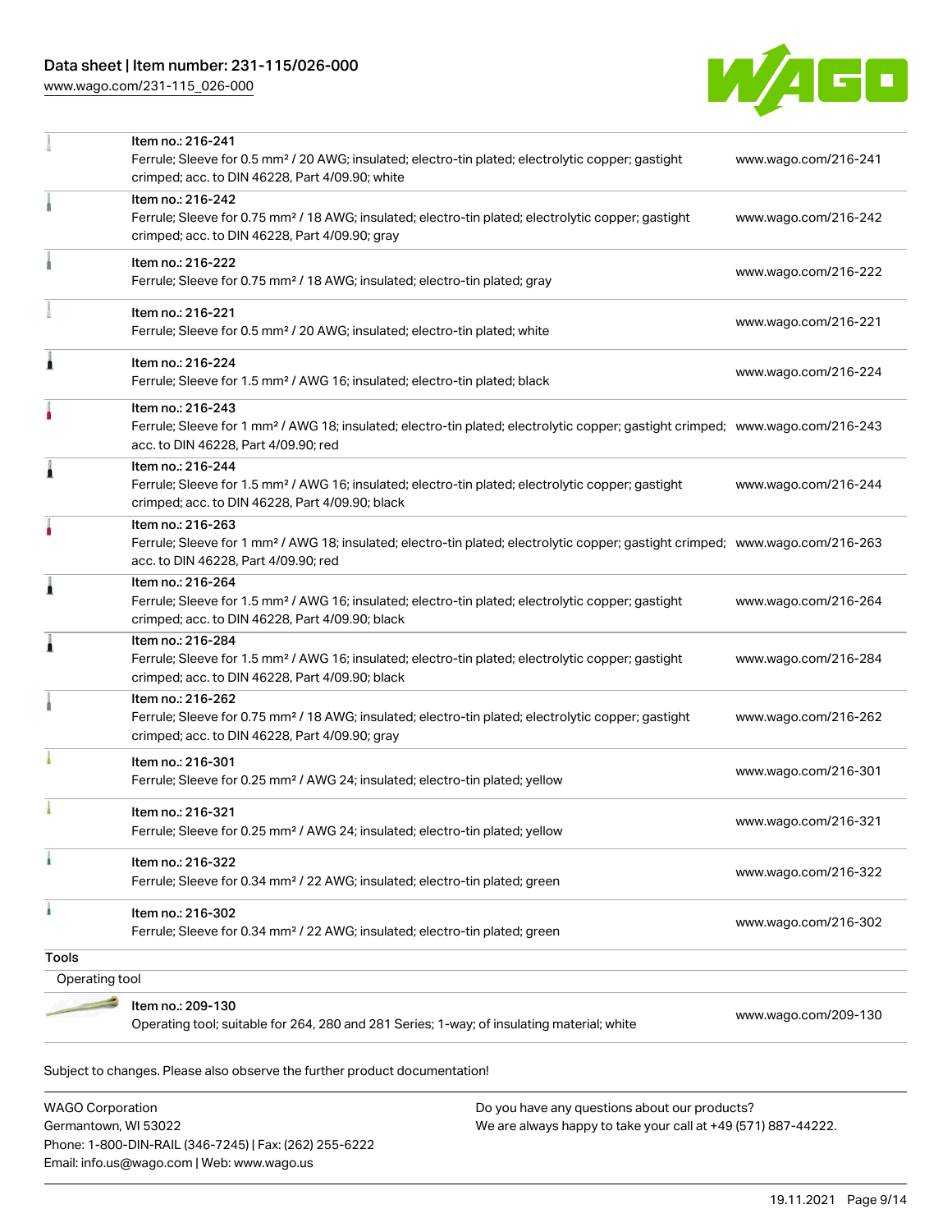| | | |
|---|---|---|
| | Item no.: 216-241<br>Ferrule; Sleeve for 0.5 mm² / 20 AWG; insulated; electro-tin plated; electrolytic copper; gastight crimped; acc. to DIN 46228, Part 4/09.90; white | www.wago.com/216-241 |
| | Item no.: 216-242<br>Ferrule; Sleeve for 0.75 mm² / 18 AWG; insulated; electro-tin plated; electrolytic copper; gastight crimped; acc. to DIN 46228, Part 4/09.90; gray | www.wago.com/216-242 |
| | Item no.: 216-222<br>Ferrule; Sleeve for 0.75 mm² / 18 AWG; insulated; electro-tin plated; gray | www.wago.com/216-222 |
| | Item no.: 216-221<br>Ferrule; Sleeve for 0.5 mm² / 20 AWG; insulated; electro-tin plated; white | www.wago.com/216-221 |
| | Item no.: 216-224<br>Ferrule; Sleeve for 1.5 mm² / AWG 16; insulated; electro-tin plated; black | www.wago.com/216-224 |
| | Item no.: 216-243<br>Ferrule; Sleeve for 1 mm² / AWG 18; insulated; electro-tin plated; electrolytic copper; gastight crimped; acc. to DIN 46228, Part 4/09.90; red | www.wago.com/216-243 |
| | Item no.: 216-244<br>Ferrule; Sleeve for 1.5 mm² / AWG 16; insulated; electro-tin plated; electrolytic copper; gastight crimped; acc. to DIN 46228, Part 4/09.90; black | www.wago.com/216-244 |
| | Item no.: 216-263<br>Ferrule; Sleeve for 1 mm² / AWG 18; insulated; electro-tin plated; electrolytic copper; gastight crimped; acc. to DIN 46228, Part 4/09.90; red | www.wago.com/216-263 |
| | Item no.: 216-264<br>Ferrule; Sleeve for 1.5 mm² / AWG 16; insulated; electro-tin plated; electrolytic copper; gastight crimped; acc. to DIN 46228, Part 4/09.90; black | www.wago.com/216-264 |
| | Item no.: 216-284<br>Ferrule; Sleeve for 1.5 mm² / AWG 16; insulated; electro-tin plated; electrolytic copper; gastight crimped; acc. to DIN 46228, Part 4/09.90; black | www.wago.com/216-284 |
| | Item no.: 216-262<br>Ferrule; Sleeve for 0.75 mm² / 18 AWG; insulated; electro-tin plated; electrolytic copper; gastight crimped; acc. to DIN 46228, Part 4/09.90; gray | www.wago.com/216-262 |
| | Item no.: 216-301<br>Ferrule; Sleeve for 0.25 mm² / AWG 24; insulated; electro-tin plated; yellow | www.wago.com/216-301 |
| | Item no.: 216-321<br>Ferrule; Sleeve for 0.25 mm² / AWG 24; insulated; electro-tin plated; yellow | www.wago.com/216-321 |
| | Item no.: 216-322<br>Ferrule; Sleeve for 0.34 mm² / 22 AWG; insulated; electro-tin plated; green | www.wago.com/216-322 |
| | Item no.: 216-302<br>Ferrule; Sleeve for 0.34 mm² / 22 AWG; insulated; electro-tin plated; green | www.wago.com/216-302 |

**Tools**

Operating tool

| | | |
|---|---|---|
| | Item no.: 209-130<br>Operating tool; suitable for 264, 280 and 281 Series; 1-way; of insulating material; white | www.wago.com/209-130 |

Subject to changes. Please also observe the further product documentation!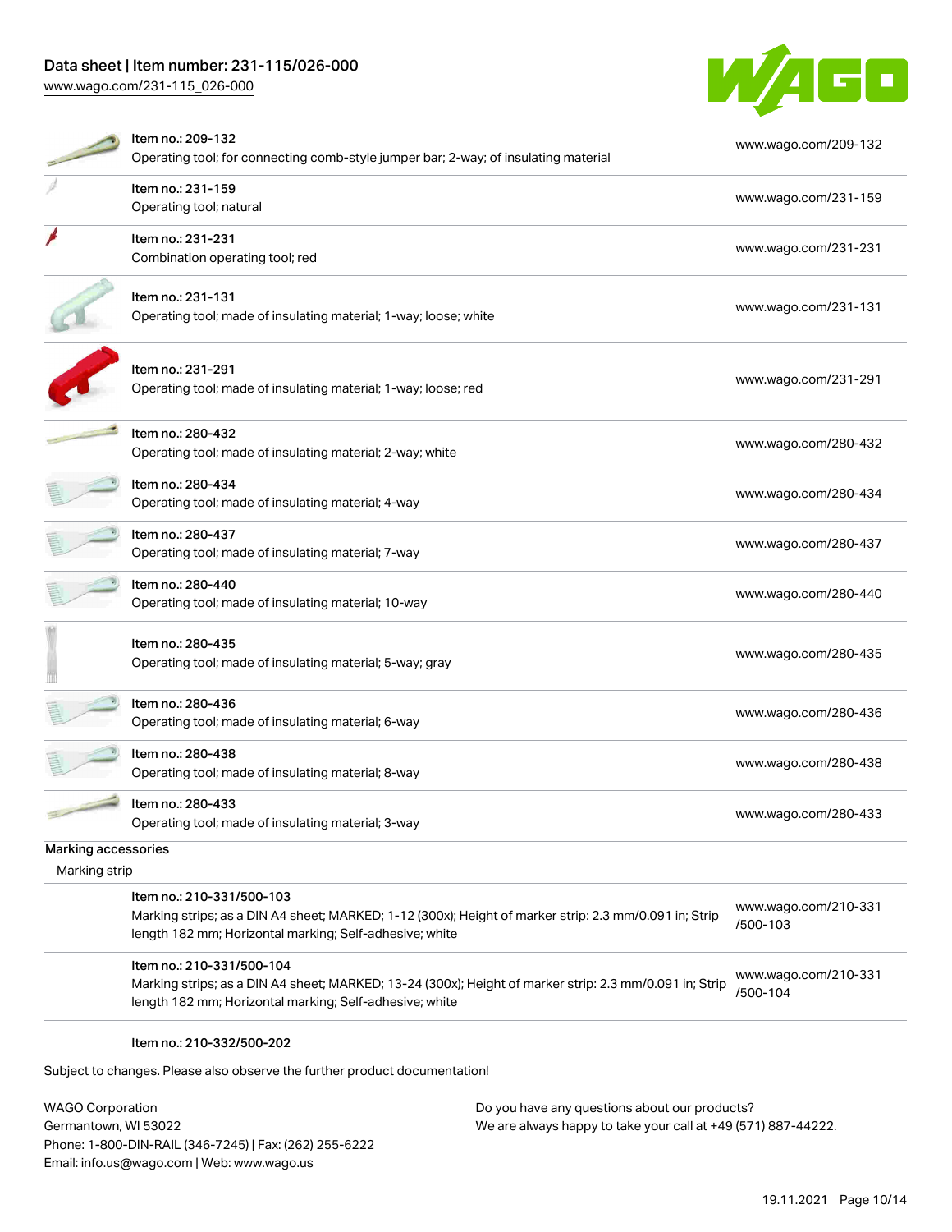| | | |
|---|---|---|
| | Item no.: 209-132<br>Operating tool; for connecting comb-style jumper bar; 2-way; of insulating material | www.wago.com/209-132 |
| | Item no.: 231-159<br>Operating tool; natural | www.wago.com/231-159 |
| | Item no.: 231-231<br>Combination operating tool; red | www.wago.com/231-231 |
| | Item no.: 231-131<br>Operating tool; made of insulating material; 1-way; loose; white | www.wago.com/231-131 |
| | Item no.: 231-291<br>Operating tool; made of insulating material; 1-way; loose; red | www.wago.com/231-291 |
| | Item no.: 280-432<br>Operating tool; made of insulating material; 2-way; white | www.wago.com/280-432 |
| | Item no.: 280-434<br>Operating tool; made of insulating material; 4-way | www.wago.com/280-434 |
| | Item no.: 280-437<br>Operating tool; made of insulating material; 7-way | www.wago.com/280-437 |
| | Item no.: 280-440<br>Operating tool; made of insulating material; 10-way | www.wago.com/280-440 |
| | Item no.: 280-435<br>Operating tool; made of insulating material; 5-way; gray | www.wago.com/280-435 |
| | Item no.: 280-436<br>Operating tool; made of insulating material; 6-way | www.wago.com/280-436 |
| | Item no.: 280-438<br>Operating tool; made of insulating material; 8-way | www.wago.com/280-438 |
| | Item no.: 280-433<br>Operating tool; made of insulating material; 3-way | www.wago.com/280-433 |

**Marking accessories**

Marking strip

| | |
|---|---|
| Item no.: 210-331/500-103<br>Marking strips; as a DIN A4 sheet; MARKED; 1-12 (300x); Height of marker strip: 2.3 mm/0.091 in; Strip length 182 mm; Horizontal marking; Self-adhesive; white | www.wago.com/210-331/500-103 |
| Item no.: 210-331/500-104<br>Marking strips; as a DIN A4 sheet; MARKED; 13-24 (300x); Height of marker strip: 2.3 mm/0.091 in; Strip length 182 mm; Horizontal marking; Self-adhesive; white | www.wago.com/210-331/500-104 |
| Item no.: 210-332/500-202 | |

Subject to changes. Please also observe the further product documentation!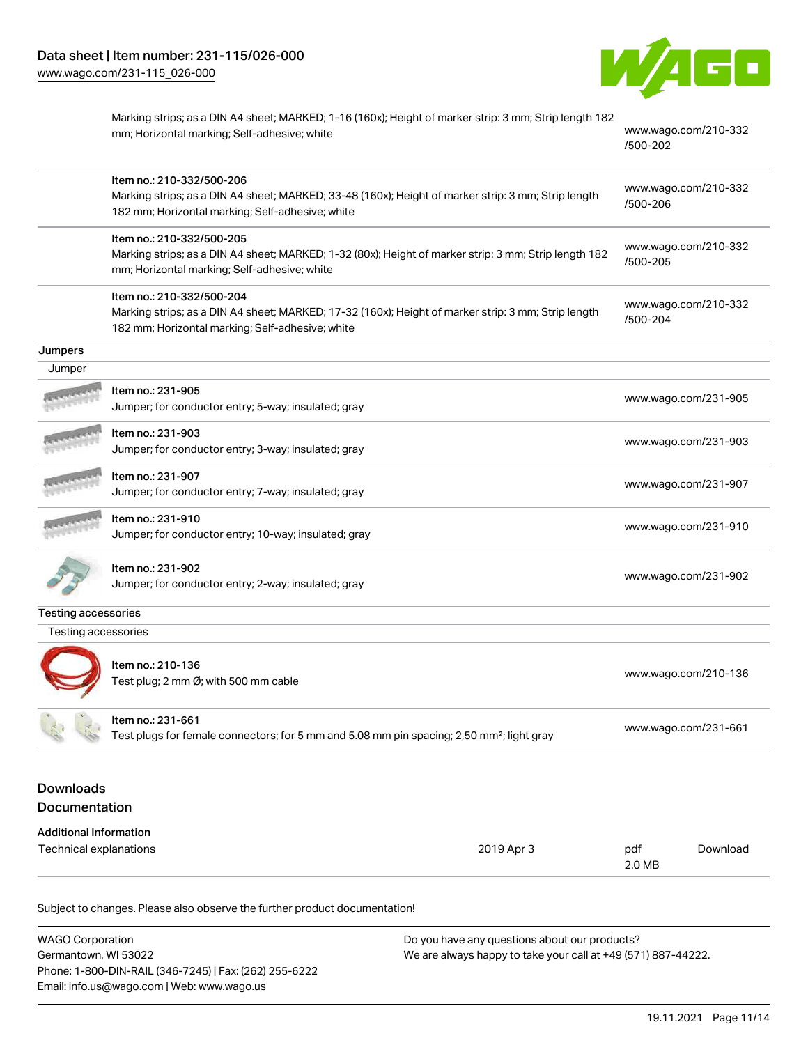| | | |
|---|---|---|
| | Marking strips; as a DIN A4 sheet; MARKED; 1-16 (160x); Height of marker strip: 3 mm; Strip length 182 mm; Horizontal marking; Self-adhesive; white | www.wago.com/210-332/500-202 |
| | Item no.: 210-332/500-206<br>Marking strips; as a DIN A4 sheet; MARKED; 33-48 (160x); Height of marker strip: 3 mm; Strip length 182 mm; Horizontal marking; Self-adhesive; white | www.wago.com/210-332/500-206 |
| | Item no.: 210-332/500-205<br>Marking strips; as a DIN A4 sheet; MARKED; 1-32 (80x); Height of marker strip: 3 mm; Strip length 182 mm; Horizontal marking; Self-adhesive; white | www.wago.com/210-332/500-205 |
| | Item no.: 210-332/500-204<br>Marking strips; as a DIN A4 sheet; MARKED; 17-32 (160x); Height of marker strip: 3 mm; Strip length 182 mm; Horizontal marking; Self-adhesive; white | www.wago.com/210-332/500-204 |
| **Jumpers** | | |
| Jumper | | |
| | Item no.: 231-905<br>Jumper; for conductor entry; 5-way; insulated; gray | www.wago.com/231-905 |
| | Item no.: 231-903<br>Jumper; for conductor entry; 3-way; insulated; gray | www.wago.com/231-903 |
| | Item no.: 231-907<br>Jumper; for conductor entry; 7-way; insulated; gray | www.wago.com/231-907 |
| | Item no.: 231-910<br>Jumper; for conductor entry; 10-way; insulated; gray | www.wago.com/231-910 |
| | Item no.: 231-902<br>Jumper; for conductor entry; 2-way; insulated; gray | www.wago.com/231-902 |
| **Testing accessories** | | |
| Testing accessories | | |
| | Item no.: 210-136<br>Test plug; 2 mm Ø; with 500 mm cable | www.wago.com/210-136 |
| | Item no.: 231-661<br>Test plugs for female connectors; for 5 mm and 5.08 mm pin spacing; 2,50 mm²; light gray | www.wago.com/231-661 |

## Downloads
## Documentation

**Additional Information**

| | | | |
|---|---|---|---|
| Technical explanations | 2019 Apr 3 | pdf<br>2.0 MB | Download |

Subject to changes. Please also observe the further product documentation!

WAGO Corporation
Germantown, WI 53022
Phone: 1-800-DIN-RAIL (346-7245) | Fax: (262) 255-6222
Email: info.us@wago.com | Web: www.wago.us

Do you have any questions about our products?
We are always happy to take your call at +49 (571) 887-44222.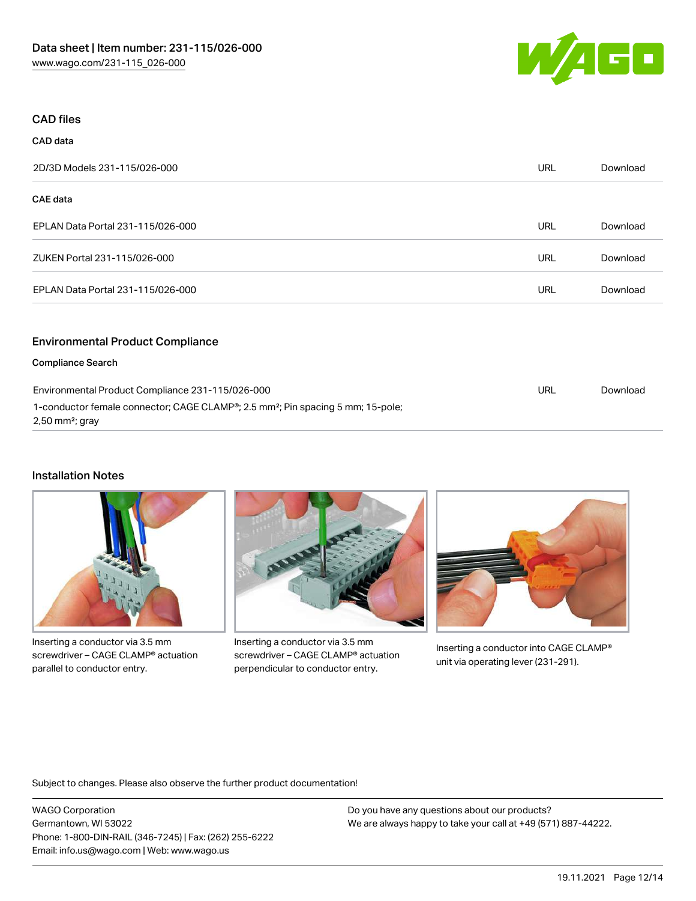## CAD files

### CAD data

| | | |
|---|---|---|
| 2D/3D Models 231-115/026-000 | URL | Download |

### CAE data

| | | |
|---|---|---|
| EPLAN Data Portal 231-115/026-000 | URL | Download |
| ZUKEN Portal 231-115/026-000 | URL | Download |
| EPLAN Data Portal 231-115/026-000 | URL | Download |

## Environmental Product Compliance

### Compliance Search

| | | |
|---|---|---|
| Environmental Product Compliance 231-115/026-000<br>1-conductor female connector; CAGE CLAMP®; 2.5 mm²; Pin spacing 5 mm; 15-pole; 2,50 mm²; gray | URL | Download |

## Installation Notes

Inserting a conductor via 3.5 mm screwdriver – CAGE CLAMP® actuation parallel to conductor entry.

Inserting a conductor via 3.5 mm screwdriver – CAGE CLAMP® actuation perpendicular to conductor entry.

Inserting a conductor into CAGE CLAMP® unit via operating lever (231-291).

Subject to changes. Please also observe the further product documentation!

WAGO Corporation
Germantown, WI 53022
Phone: 1-800-DIN-RAIL (346-7245) | Fax: (262) 255-6222
Email: info.us@wago.com | Web: www.wago.us

Do you have any questions about our products?
We are always happy to take your call at +49 (571) 887-44222.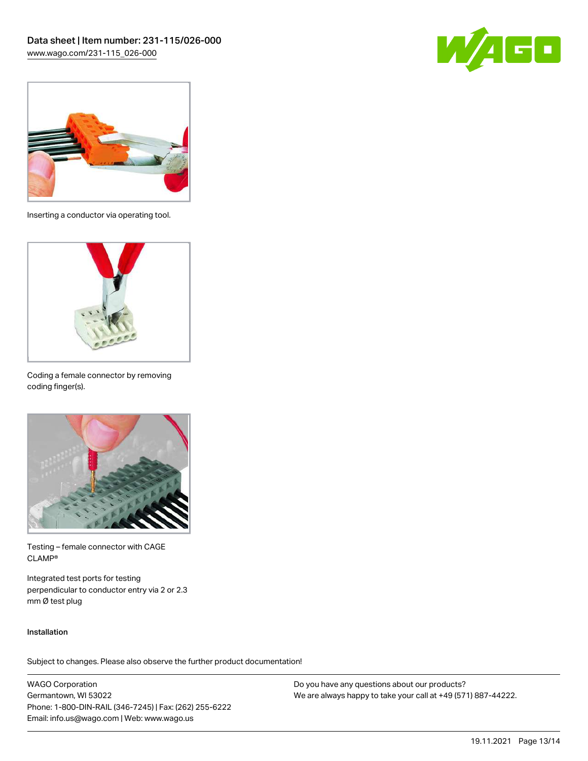Inserting a conductor via operating tool.

Coding a female connector by removing coding finger(s).

Testing – female connector with CAGE CLAMP®

Integrated test ports for testing perpendicular to conductor entry via 2 or 2.3 mm Ø test plug

## Installation

Subject to changes. Please also observe the further product documentation!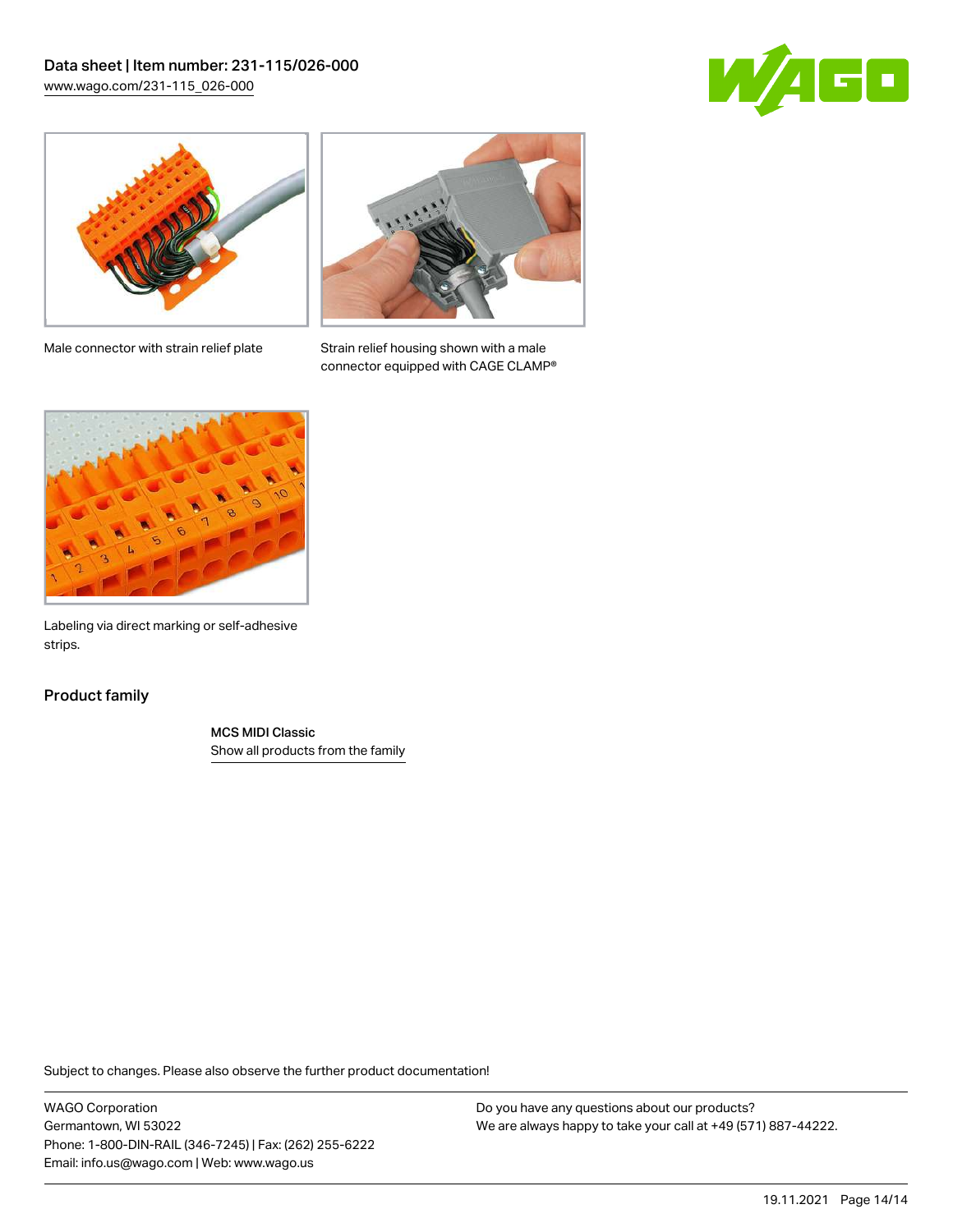Male connector with strain relief plate

Strain relief housing shown with a male connector equipped with CAGE CLAMP®

Labeling via direct marking or self-adhesive strips.

## Product family

MCS MIDI Classic
Show all products from the family

Subject to changes. Please also observe the further product documentation!

WAGO Corporation
Germantown, WI 53022
Phone: 1-800-DIN-RAIL (346-7245) | Fax: (262) 255-6222
Email: info.us@wago.com | Web: www.wago.us

Do you have any questions about our products?
We are always happy to take your call at +49 (571) 887-44222.